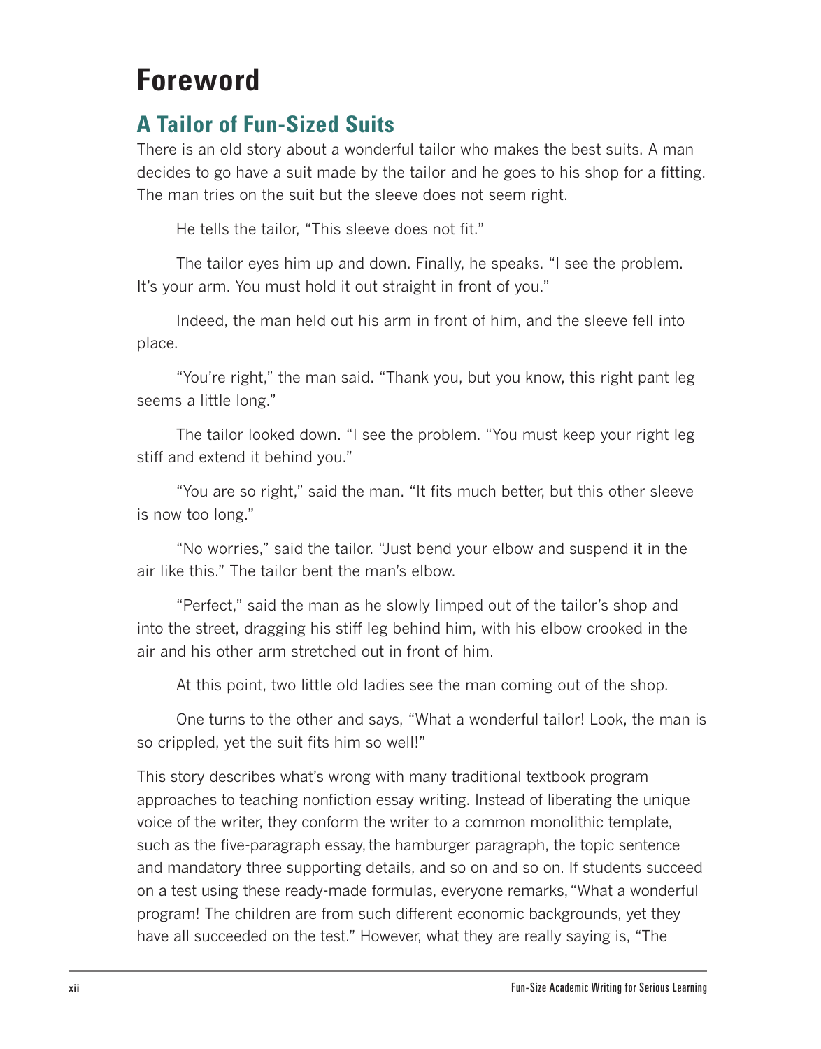# Foreword

## A Tailor of Fun-Sized Suits

There is an old story about a wonderful tailor who makes the best suits. A man decides to go have a suit made by the tailor and he goes to his shop for a fitting. The man tries on the suit but the sleeve does not seem right.

He tells the tailor, "This sleeve does not fit."

The tailor eyes him up and down. Finally, he speaks. "I see the problem. It's your arm. You must hold it out straight in front of you."

Indeed, the man held out his arm in front of him, and the sleeve fell into place.

"You're right," the man said. "Thank you, but you know, this right pant leg seems a little long."

The tailor looked down. "I see the problem. "You must keep your right leg stiff and extend it behind you."

"You are so right," said the man. "It fits much better, but this other sleeve is now too long."

"No worries," said the tailor. "Just bend your elbow and suspend it in the air like this." The tailor bent the man's elbow.

"Perfect," said the man as he slowly limped out of the tailor's shop and into the street, dragging his stiff leg behind him, with his elbow crooked in the air and his other arm stretched out in front of him.

At this point, two little old ladies see the man coming out of the shop.

One turns to the other and says, "What a wonderful tailor! Look, the man is so crippled, yet the suit fits him so well!"

This story describes what's wrong with many traditional textbook program approaches to teaching nonfiction essay writing. Instead of liberating the unique voice of the writer, they conform the writer to a common monolithic template, such as the five-paragraph essay, the hamburger paragraph, the topic sentence and mandatory three supporting details, and so on and so on. If students succeed on a test using these ready-made formulas, everyone remarks, "What a wonderful program! The children are from such different economic backgrounds, yet they have all succeeded on the test." However, what they are really saying is, "The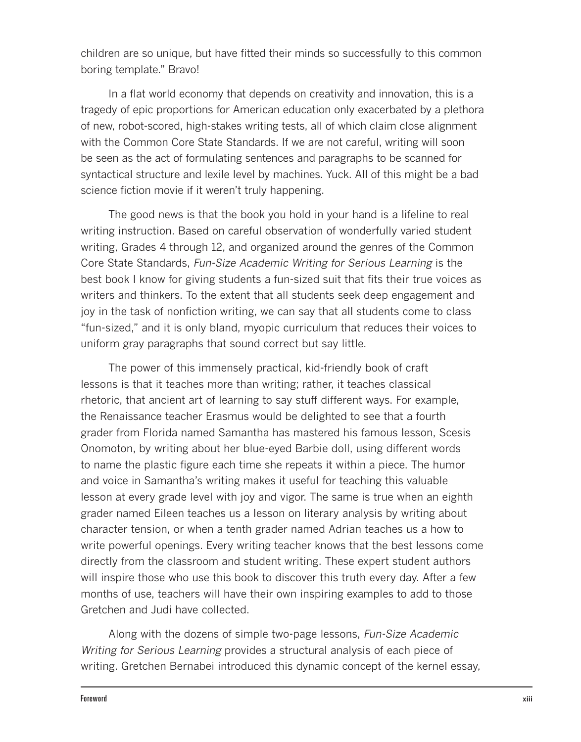children are so unique, but have fitted their minds so successfully to this common boring template." Bravo!

In a flat world economy that depends on creativity and innovation, this is a tragedy of epic proportions for American education only exacerbated by a plethora of new, robot-scored, high-stakes writing tests, all of which claim close alignment with the Common Core State Standards. If we are not careful, writing will soon be seen as the act of formulating sentences and paragraphs to be scanned for syntactical structure and lexile level by machines. Yuck. All of this might be a bad science fiction movie if it weren't truly happening.

The good news is that the book you hold in your hand is a lifeline to real writing instruction. Based on careful observation of wonderfully varied student writing, Grades 4 through 12, and organized around the genres of the Common Core State Standards, *Fun-Size Academic Writing for Serious Learning* is the best book I know for giving students a fun-sized suit that fits their true voices as writers and thinkers. To the extent that all students seek deep engagement and joy in the task of nonfiction writing, we can say that all students come to class "fun-sized," and it is only bland, myopic curriculum that reduces their voices to uniform gray paragraphs that sound correct but say little.

The power of this immensely practical, kid-friendly book of craft lessons is that it teaches more than writing; rather, it teaches classical rhetoric, that ancient art of learning to say stuff different ways. For example, the Renaissance teacher Erasmus would be delighted to see that a fourth grader from Florida named Samantha has mastered his famous lesson, Scesis Onomoton, by writing about her blue-eyed Barbie doll, using different words to name the plastic figure each time she repeats it within a piece. The humor and voice in Samantha's writing makes it useful for teaching this valuable lesson at every grade level with joy and vigor. The same is true when an eighth grader named Eileen teaches us a lesson on literary analysis by writing about character tension, or when a tenth grader named Adrian teaches us a how to write powerful openings. Every writing teacher knows that the best lessons come directly from the classroom and student writing. These expert student authors will inspire those who use this book to discover this truth every day. After a few months of use, teachers will have their own inspiring examples to add to those Gretchen and Judi have collected.

Along with the dozens of simple two-page lessons, *Fun-Size Academic Writing for Serious Learning* provides a structural analysis of each piece of writing. Gretchen Bernabei introduced this dynamic concept of the kernel essay,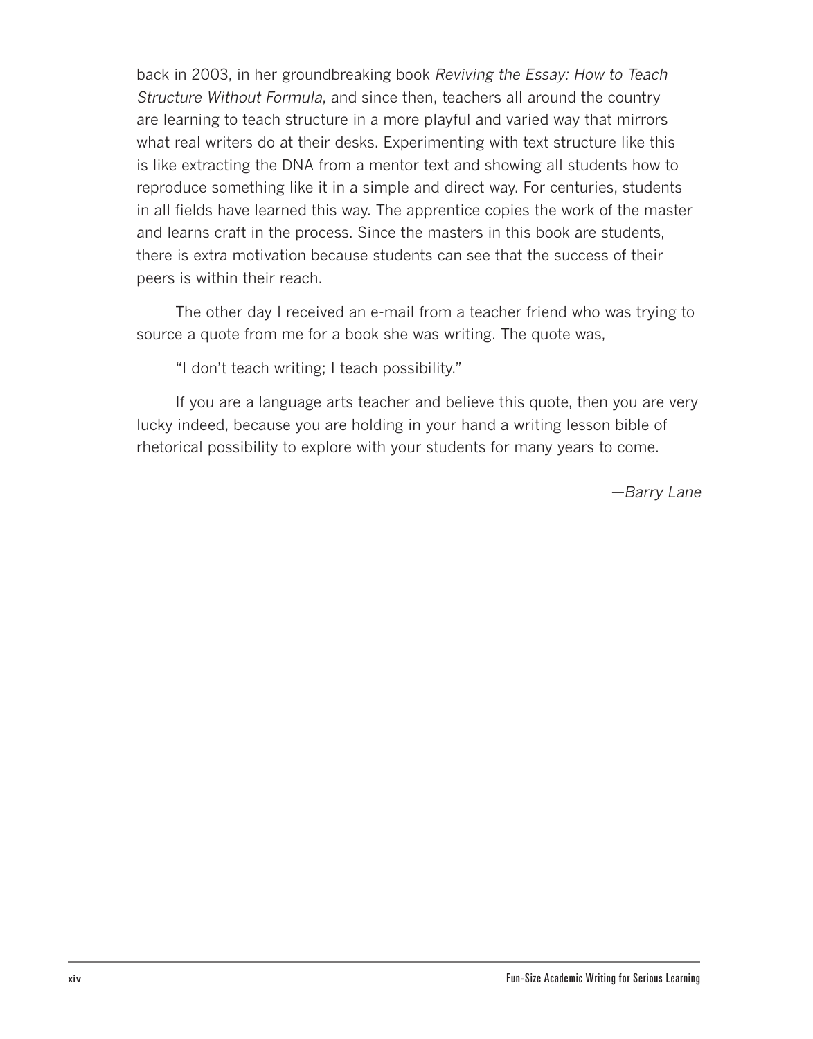back in 2003, in her groundbreaking book *Reviving the Essay: How to Teach Structure Without Formula*, and since then, teachers all around the country are learning to teach structure in a more playful and varied way that mirrors what real writers do at their desks. Experimenting with text structure like this is like extracting the DNA from a mentor text and showing all students how to reproduce something like it in a simple and direct way. For centuries, students in all fields have learned this way. The apprentice copies the work of the master and learns craft in the process. Since the masters in this book are students, there is extra motivation because students can see that the success of their peers is within their reach.

The other day I received an e-mail from a teacher friend who was trying to source a quote from me for a book she was writing. The quote was,

"I don't teach writing; I teach possibility."

If you are a language arts teacher and believe this quote, then you are very lucky indeed, because you are holding in your hand a writing lesson bible of rhetorical possibility to explore with your students for many years to come.

—*Barry Lane*